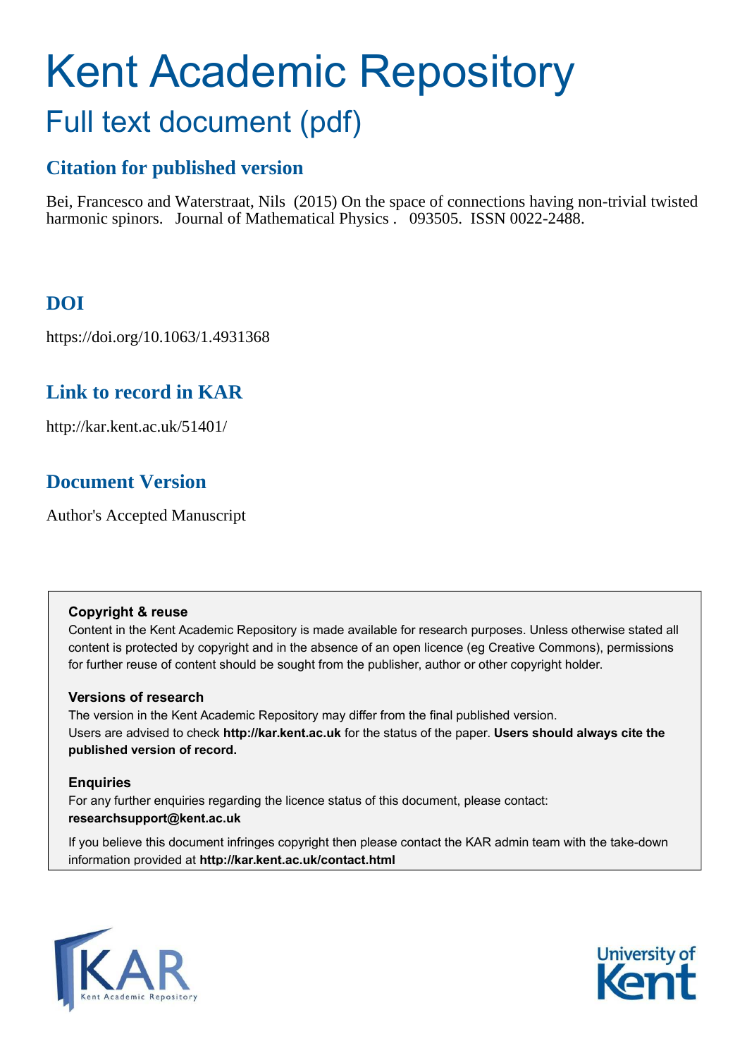# Kent Academic Repository

## Full text document (pdf)

### Citation for published version

Bei, Francesco and Waterstraat, Nils (2015) On the space of connections having non-trivial twisted harmonic spinors. Journal of Mathematical Physics . 093505. ISSN 0022-2488.

### DOI

https://doi.org/10.1063/1.4931368

### Link to record in KAR

http://kar.kent.ac.uk/51401/

### Document Version

Author's Accepted Manuscript

**Copyright & reuse**

Content in the Kent Academic Repository is made available for research purposes. Unless otherwise stated all content is protected by copyright and in the absence of an open licence (eg Creative Commons), permissions for further reuse of content should be sought from the publisher, author or other copyright holder.

**Versions of research**

The version in the Kent Academic Repository may differ from the final published version.
Users are advised to check **http://kar.kent.ac.uk** for the status of the paper. **Users should always cite the published version of record.**

**Enquiries**

For any further enquiries regarding the licence status of this document, please contact:
**researchsupport@kent.ac.uk**

If you believe this document infringes copyright then please contact the KAR admin team with the take-down information provided at **http://kar.kent.ac.uk/contact.html**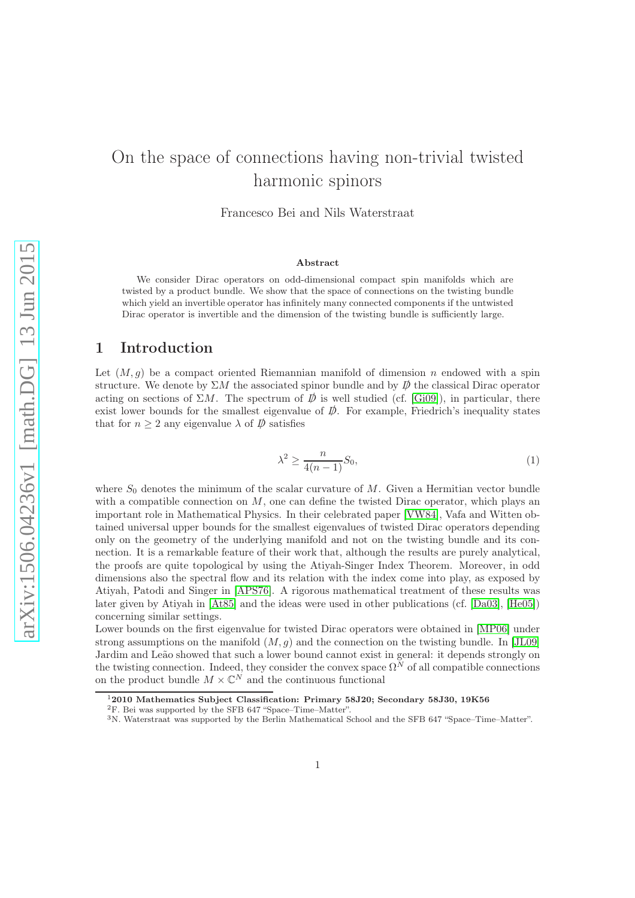# On the space of connections having non-trivial twisted harmonic spinors

Francesco Bei and Nils Waterstraat

### Abstract

We consider Dirac operators on odd-dimensional compact spin manifolds which are twisted by a product bundle. We show that the space of connections on the twisting bundle which yield an invertible operator has infinitely many connected components if the untwisted Dirac operator is invertible and the dimension of the twisting bundle is sufficiently large.

## 1 Introduction

Let $(M, g)$ be a compact oriented Riemannian manifold of dimension $n$ endowed with a spin structure. We denote by $\Sigma M$ the associated spinor bundle and by $\not{D}$ the classical Dirac operator acting on sections of $\Sigma M$. The spectrum of $\not{D}$ is well studied (cf. [Gi09]), in particular, there exist lower bounds for the smallest eigenvalue of $\not{D}$. For example, Friedrich's inequality states that for $n \geq 2$ any eigenvalue $\lambda$ of $\not{D}$ satisfies

$$\lambda^2 \geq \frac{n}{4(n-1)} S_0, \tag{1}$$

where $S_0$ denotes the minimum of the scalar curvature of $M$. Given a Hermitian vector bundle with a compatible connection on $M$, one can define the twisted Dirac operator, which plays an important role in Mathematical Physics. In their celebrated paper [VW84], Vafa and Witten obtained universal upper bounds for the smallest eigenvalues of twisted Dirac operators depending only on the geometry of the underlying manifold and not on the twisting bundle and its connection. It is a remarkable feature of their work that, although the results are purely analytical, the proofs are quite topological by using the Atiyah-Singer Index Theorem. Moreover, in odd dimensions also the spectral flow and its relation with the index come into play, as exposed by Atiyah, Patodi and Singer in [APS76]. A rigorous mathematical treatment of these results was later given by Atiyah in [At85] and the ideas were used in other publications (cf. [Da03], [He05]) concerning similar settings.

Lower bounds on the first eigenvalue for twisted Dirac operators were obtained in [MP06] under strong assumptions on the manifold $(M, g)$ and the connection on the twisting bundle. In [JL09] Jardim and Leão showed that such a lower bound cannot exist in general: it depends strongly on the twisting connection. Indeed, they consider the convex space $\Omega^N$ of all compatible connections on the product bundle $M \times \mathbb{C}^N$ and the continuous functional

---

[1] **2010 Mathematics Subject Classification: Primary 58J20; Secondary 58J30, 19K56**

[2] F. Bei was supported by the SFB 647 "Space–Time–Matter".

[3] N. Waterstraat was supported by the Berlin Mathematical School and the SFB 647 "Space–Time–Matter".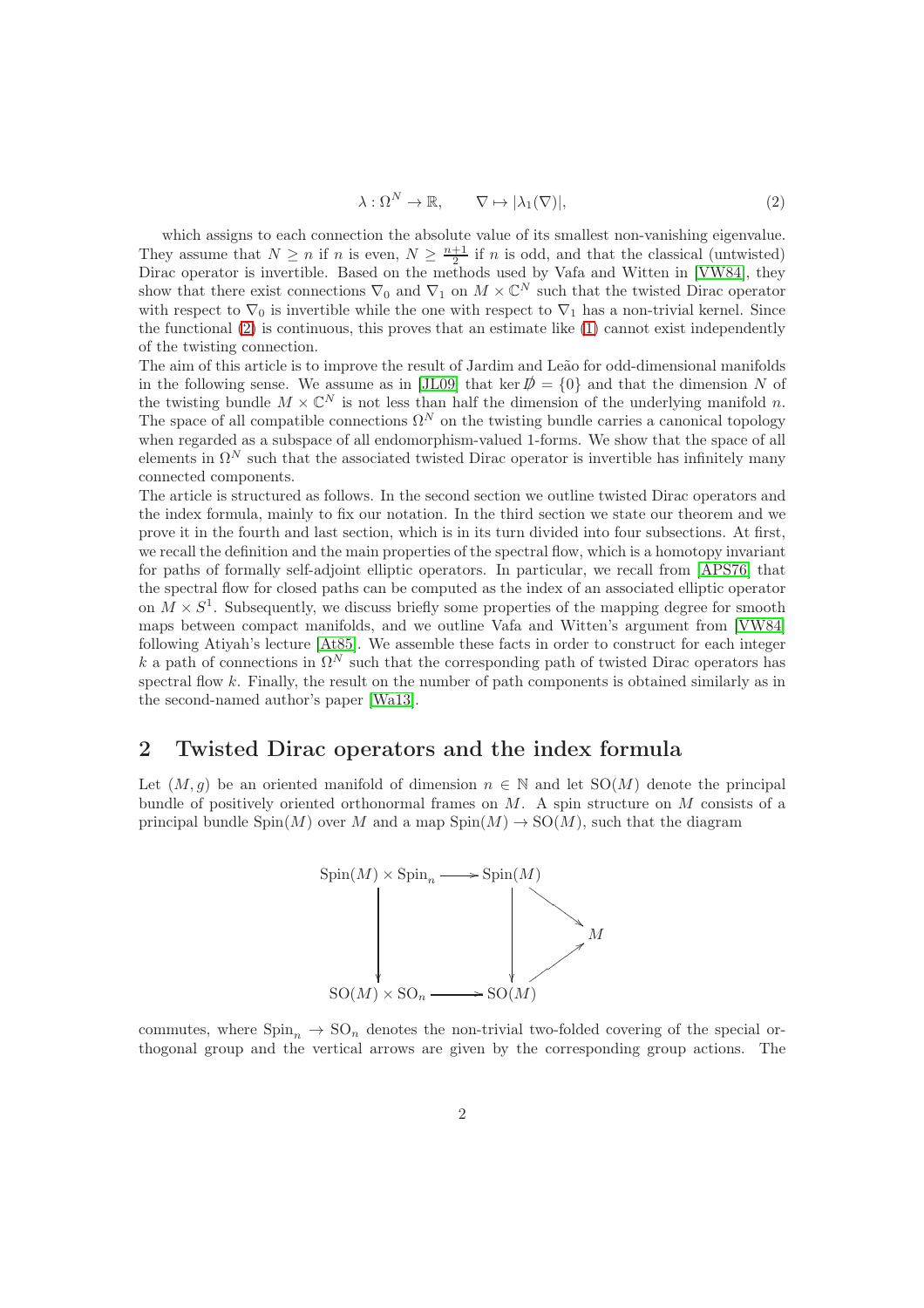$$\lambda : \Omega^N \to \mathbb{R}, \qquad \nabla \mapsto |\lambda_1(\nabla)|, \tag{2}$$

which assigns to each connection the absolute value of its smallest non-vanishing eigenvalue. They assume that $N \geq n$ if $n$ is even, $N \geq \frac{n+1}{2}$ if $n$ is odd, and that the classical (untwisted) Dirac operator is invertible. Based on the methods used by Vafa and Witten in [VW84], they show that there exist connections $\nabla_0$ and $\nabla_1$ on $M \times \mathbb{C}^N$ such that the twisted Dirac operator with respect to $\nabla_0$ is invertible while the one with respect to $\nabla_1$ has a non-trivial kernel. Since the functional (2) is continuous, this proves that an estimate like (1) cannot exist independently of the twisting connection.

The aim of this article is to improve the result of Jardim and Leão for odd-dimensional manifolds in the following sense. We assume as in [JL09] that $\ker \not{D} = \{0\}$ and that the dimension $N$ of the twisting bundle $M \times \mathbb{C}^N$ is not less than half the dimension of the underlying manifold $n$. The space of all compatible connections $\Omega^N$ on the twisting bundle carries a canonical topology when regarded as a subspace of all endomorphism-valued 1-forms. We show that the space of all elements in $\Omega^N$ such that the associated twisted Dirac operator is invertible has infinitely many connected components.

The article is structured as follows. In the second section we outline twisted Dirac operators and the index formula, mainly to fix our notation. In the third section we state our theorem and we prove it in the fourth and last section, which is in its turn divided into four subsections. At first, we recall the definition and the main properties of the spectral flow, which is a homotopy invariant for paths of formally self-adjoint elliptic operators. In particular, we recall from [APS76] that the spectral flow for closed paths can be computed as the index of an associated elliptic operator on $M \times S^1$. Subsequently, we discuss briefly some properties of the mapping degree for smooth maps between compact manifolds, and we outline Vafa and Witten's argument from [VW84] following Atiyah's lecture [At85]. We assemble these facts in order to construct for each integer $k$ a path of connections in $\Omega^N$ such that the corresponding path of twisted Dirac operators has spectral flow $k$. Finally, the result on the number of path components is obtained similarly as in the second-named author's paper [Wa13].

## 2 Twisted Dirac operators and the index formula

Let $(M, g)$ be an oriented manifold of dimension $n \in \mathbb{N}$ and let $\mathrm{SO}(M)$ denote the principal bundle of positively oriented orthonormal frames on $M$. A spin structure on $M$ consists of a principal bundle $\mathrm{Spin}(M)$ over $M$ and a map $\mathrm{Spin}(M) \to \mathrm{SO}(M)$, such that the diagram

$$\begin{array}{ccccc}
\mathrm{Spin}(M) \times \mathrm{Spin}_n & \longrightarrow & \mathrm{Spin}(M) & \searrow & \\
\downarrow & & \downarrow & & M \\
\mathrm{SO}(M) \times \mathrm{SO}_n & \longrightarrow & \mathrm{SO}(M) & \nearrow &
\end{array}$$

commutes, where $\mathrm{Spin}_n \to \mathrm{SO}_n$ denotes the non-trivial two-folded covering of the special orthogonal group and the vertical arrows are given by the corresponding group actions. The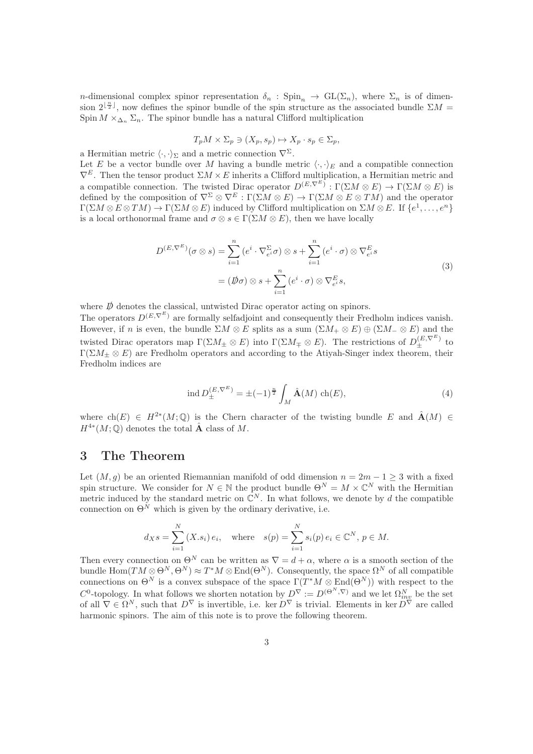$n$-dimensional complex spinor representation $\delta_n : \mathrm{Spin}_n \to \mathrm{GL}(\Sigma_n)$, where $\Sigma_n$ is of dimension $2^{\lfloor \frac{n}{2} \rfloor}$, now defines the spinor bundle of the spin structure as the associated bundle $\Sigma M = \mathrm{Spin}\, M \times_{\Delta_n} \Sigma_n$. The spinor bundle has a natural Clifford multiplication

$$T_pM \times \Sigma_p \ni (X_p, s_p) \mapsto X_p \cdot s_p \in \Sigma_p,$$

a Hermitian metric $\langle \cdot, \cdot \rangle_\Sigma$ and a metric connection $\nabla^\Sigma$.

Let $E$ be a vector bundle over $M$ having a bundle metric $\langle \cdot, \cdot \rangle_E$ and a compatible connection $\nabla^E$. Then the tensor product $\Sigma M \times E$ inherits a Clifford multiplication, a Hermitian metric and a compatible connection. The twisted Dirac operator $D^{(E,\nabla^E)} : \Gamma(\Sigma M \otimes E) \to \Gamma(\Sigma M \otimes E)$ is defined by the composition of $\nabla^\Sigma \otimes \nabla^E : \Gamma(\Sigma M \otimes E) \to \Gamma(\Sigma M \otimes E \otimes TM)$ and the operator $\Gamma(\Sigma M \otimes E \otimes TM) \to \Gamma(\Sigma M \otimes E)$ induced by Clifford multiplication on $\Sigma M \otimes E$. If $\{e^1, \dots, e^n\}$ is a local orthonormal frame and $\sigma \otimes s \in \Gamma(\Sigma M \otimes E)$, then we have locally

$$\begin{aligned} D^{(E,\nabla^E)}(\sigma \otimes s) &= \sum_{i=1}^{n} (e^i \cdot \nabla^\Sigma_{e^i} \sigma) \otimes s + \sum_{i=1}^{n} (e^i \cdot \sigma) \otimes \nabla^E_{e^i} s \\ &= (\not{D} \sigma) \otimes s + \sum_{i=1}^{n} (e^i \cdot \sigma) \otimes \nabla^E_{e^i} s, \end{aligned} \tag{3}$$

where $\not{D}$ denotes the classical, untwisted Dirac operator acting on spinors.

The operators $D^{(E,\nabla^E)}$ are formally selfadjoint and consequently their Fredholm indices vanish. However, if $n$ is even, the bundle $\Sigma M \otimes E$ splits as a sum $(\Sigma M_+ \otimes E) \oplus (\Sigma M_- \otimes E)$ and the twisted Dirac operators map $\Gamma(\Sigma M_\pm \otimes E)$ into $\Gamma(\Sigma M_\mp \otimes E)$. The restrictions of $D_\pm^{(E,\nabla^E)}$ to $\Gamma(\Sigma M_\pm \otimes E)$ are Fredholm operators and according to the Atiyah-Singer index theorem, their Fredholm indices are

$$\operatorname{ind} D_\pm^{(E,\nabla^E)} = \pm(-1)^{\frac{n}{2}} \int_M \hat{\mathbf{A}}(M)\, \mathrm{ch}(E), \tag{4}$$

where $\mathrm{ch}(E) \in H^{2*}(M;\mathbb{Q})$ is the Chern character of the twisting bundle $E$ and $\hat{\mathbf{A}}(M) \in H^{4*}(M;\mathbb{Q})$ denotes the total $\hat{\mathbf{A}}$ class of $M$.

# 3 The Theorem

Let $(M, g)$ be an oriented Riemannian manifold of odd dimension $n = 2m - 1 \geq 3$ with a fixed spin structure. We consider for $N \in \mathbb{N}$ the product bundle $\Theta^N = M \times \mathbb{C}^N$ with the Hermitian metric induced by the standard metric on $\mathbb{C}^N$. In what follows, we denote by $d$ the compatible connection on $\Theta^N$ which is given by the ordinary derivative, i.e.

$$d_X s = \sum_{i=1}^{N} (X.s_i)\, e_i, \quad \text{where} \quad s(p) = \sum_{i=1}^{N} s_i(p)\, e_i \in \mathbb{C}^N,\ p \in M.$$

Then every connection on $\Theta^N$ can be written as $\nabla = d + \alpha$, where $\alpha$ is a smooth section of the bundle $\mathrm{Hom}(TM \otimes \Theta^N, \Theta^N) \approx T^*M \otimes \mathrm{End}(\Theta^N)$. Consequently, the space $\Omega^N$ of all compatible connections on $\Theta^N$ is a convex subspace of the space $\Gamma(T^*M \otimes \mathrm{End}(\Theta^N))$ with respect to the $C^0$-topology. In what follows we shorten notation by $D^\nabla := D^{(\Theta^N,\nabla)}$ and we let $\Omega^N_{inv}$ be the set of all $\nabla \in \Omega^N$, such that $D^\nabla$ is invertible, i.e. $\ker D^\nabla$ is trivial. Elements in $\ker D^\nabla$ are called harmonic spinors. The aim of this note is to prove the following theorem.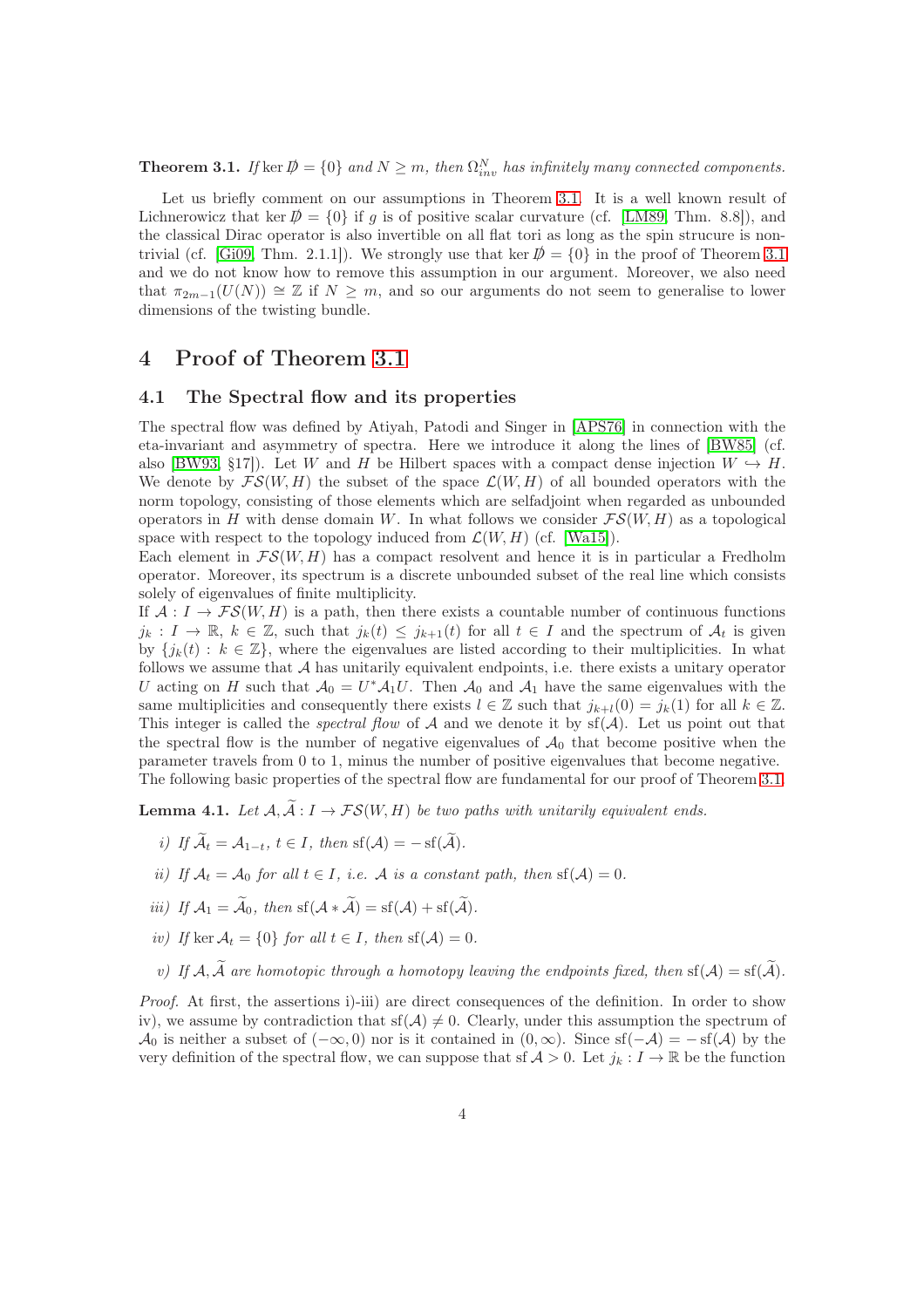**Theorem 3.1.** *If* $\ker \not{D} = \{0\}$ *and* $N \geq m$*, then* $\Omega^N_{inv}$ *has infinitely many connected components.*

Let us briefly comment on our assumptions in Theorem 3.1. It is a well known result of Lichnerowicz that $\ker \not{D} = \{0\}$ if $g$ is of positive scalar curvature (cf. [LM89, Thm. 8.8]), and the classical Dirac operator is also invertible on all flat tori as long as the spin strucure is non-trivial (cf. [Gi09, Thm. 2.1.1]). We strongly use that $\ker \not{D} = \{0\}$ in the proof of Theorem 3.1 and we do not know how to remove this assumption in our argument. Moreover, we also need that $\pi_{2m-1}(U(N)) \cong \mathbb{Z}$ if $N \geq m$, and so our arguments do not seem to generalise to lower dimensions of the twisting bundle.

# 4 Proof of Theorem 3.1

## 4.1 The Spectral flow and its properties

The spectral flow was defined by Atiyah, Patodi and Singer in [APS76] in connection with the eta-invariant and asymmetry of spectra. Here we introduce it along the lines of [BW85] (cf. also [BW93, §17]). Let $W$ and $H$ be Hilbert spaces with a compact dense injection $W \hookrightarrow H$. We denote by $\mathcal{FS}(W,H)$ the subset of the space $\mathcal{L}(W,H)$ of all bounded operators with the norm topology, consisting of those elements which are selfadjoint when regarded as unbounded operators in $H$ with dense domain $W$. In what follows we consider $\mathcal{FS}(W,H)$ as a topological space with respect to the topology induced from $\mathcal{L}(W,H)$ (cf. [Wa15]).
Each element in $\mathcal{FS}(W,H)$ has a compact resolvent and hence it is in particular a Fredholm operator. Moreover, its spectrum is a discrete unbounded subset of the real line which consists solely of eigenvalues of finite multiplicity.
If $\mathcal{A} : I \to \mathcal{FS}(W,H)$ is a path, then there exists a countable number of continuous functions $j_k : I \to \mathbb{R}$, $k \in \mathbb{Z}$, such that $j_k(t) \leq j_{k+1}(t)$ for all $t \in I$ and the spectrum of $\mathcal{A}_t$ is given by $\{j_k(t) : k \in \mathbb{Z}\}$, where the eigenvalues are listed according to their multiplicities. In what follows we assume that $\mathcal{A}$ has unitarily equivalent endpoints, i.e. there exists a unitary operator $U$ acting on $H$ such that $\mathcal{A}_0 = U^*\mathcal{A}_1 U$. Then $\mathcal{A}_0$ and $\mathcal{A}_1$ have the same eigenvalues with the same multiplicities and consequently there exists $l \in \mathbb{Z}$ such that $j_{k+l}(0) = j_k(1)$ for all $k \in \mathbb{Z}$. This integer is called the *spectral flow* of $\mathcal{A}$ and we denote it by $\operatorname{sf}(\mathcal{A})$. Let us point out that the spectral flow is the number of negative eigenvalues of $\mathcal{A}_0$ that become positive when the parameter travels from 0 to 1, minus the number of positive eigenvalues that become negative. The following basic properties of the spectral flow are fundamental for our proof of Theorem 3.1.

**Lemma 4.1.** *Let* $\mathcal{A}, \widetilde{\mathcal{A}} : I \to \mathcal{FS}(W,H)$ *be two paths with unitarily equivalent ends.*

*i) If* $\widetilde{\mathcal{A}}_t = \mathcal{A}_{1-t}$*,* $t \in I$*, then* $\operatorname{sf}(\mathcal{A}) = -\operatorname{sf}(\widetilde{\mathcal{A}})$*.*

*ii) If* $\mathcal{A}_t = \mathcal{A}_0$ *for all* $t \in I$*, i.e.* $\mathcal{A}$ *is a constant path, then* $\operatorname{sf}(\mathcal{A}) = 0$*.*

*iii) If* $\mathcal{A}_1 = \widetilde{\mathcal{A}}_0$*, then* $\operatorname{sf}(\mathcal{A} * \widetilde{\mathcal{A}}) = \operatorname{sf}(\mathcal{A}) + \operatorname{sf}(\widetilde{\mathcal{A}})$*.*

*iv) If* $\ker \mathcal{A}_t = \{0\}$ *for all* $t \in I$*, then* $\operatorname{sf}(\mathcal{A}) = 0$*.*

*v) If* $\mathcal{A}, \widetilde{\mathcal{A}}$ *are homotopic through a homotopy leaving the endpoints fixed, then* $\operatorname{sf}(\mathcal{A}) = \operatorname{sf}(\widetilde{\mathcal{A}})$*.*

*Proof.* At first, the assertions i)-iii) are direct consequences of the definition. In order to show iv), we assume by contradiction that $\operatorname{sf}(\mathcal{A}) \neq 0$. Clearly, under this assumption the spectrum of $\mathcal{A}_0$ is neither a subset of $(-\infty, 0)$ nor is it contained in $(0, \infty)$. Since $\operatorname{sf}(-\mathcal{A}) = -\operatorname{sf}(\mathcal{A})$ by the very definition of the spectral flow, we can suppose that $\operatorname{sf}\mathcal{A} > 0$. Let $j_k : I \to \mathbb{R}$ be the function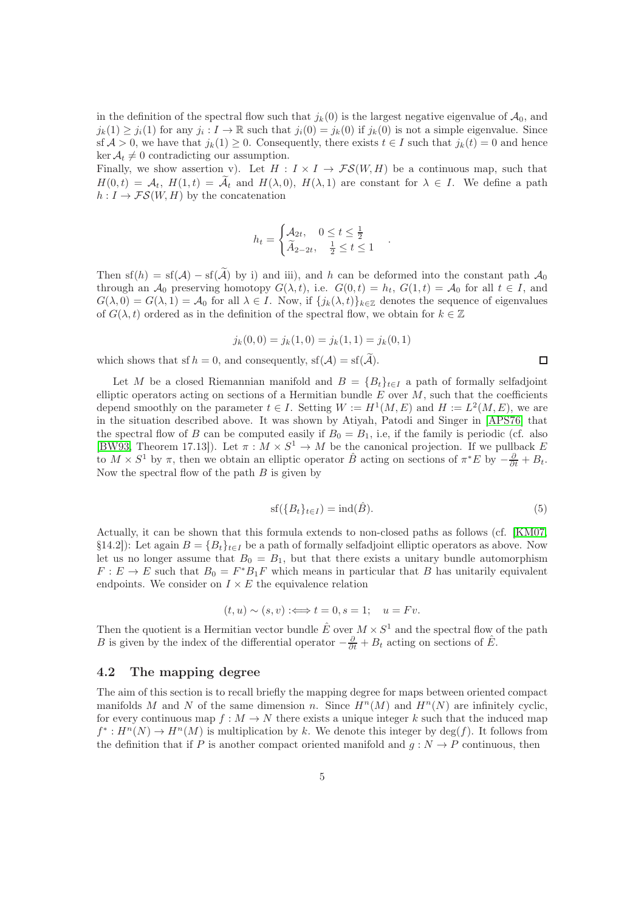in the definition of the spectral flow such that $j_k(0)$ is the largest negative eigenvalue of $\mathcal{A}_0$, and $j_k(1) \geq j_i(1)$ for any $j_i : I \to \mathbb{R}$ such that $j_i(0) = j_k(0)$ if $j_k(0)$ is not a simple eigenvalue. Since $\operatorname{sf} \mathcal{A} > 0$, we have that $j_k(1) \geq 0$. Consequently, there exists $t \in I$ such that $j_k(t) = 0$ and hence $\ker \mathcal{A}_t \neq 0$ contradicting our assumption.

Finally, we show assertion v). Let $H : I \times I \to \mathcal{FS}(W, H)$ be a continuous map, such that $H(0,t) = \mathcal{A}_t$, $H(1,t) = \widetilde{\mathcal{A}}_t$ and $H(\lambda, 0)$, $H(\lambda, 1)$ are constant for $\lambda \in I$. We define a path $h : I \to \mathcal{FS}(W, H)$ by the concatenation

$$h_t = \begin{cases} \mathcal{A}_{2t}, & 0 \leq t \leq \frac{1}{2} \\ \widetilde{A}_{2-2t}, & \frac{1}{2} \leq t \leq 1 \end{cases}.$$

Then $\operatorname{sf}(h) = \operatorname{sf}(\mathcal{A}) - \operatorname{sf}(\widetilde{\mathcal{A}})$ by i) and iii), and $h$ can be deformed into the constant path $\mathcal{A}_0$ through an $\mathcal{A}_0$ preserving homotopy $G(\lambda, t)$, i.e. $G(0,t) = h_t$, $G(1,t) = \mathcal{A}_0$ for all $t \in I$, and $G(\lambda, 0) = G(\lambda, 1) = \mathcal{A}_0$ for all $\lambda \in I$. Now, if $\{j_k(\lambda, t)\}_{k \in \mathbb{Z}}$ denotes the sequence of eigenvalues of $G(\lambda, t)$ ordered as in the definition of the spectral flow, we obtain for $k \in \mathbb{Z}$

$$j_k(0,0) = j_k(1,0) = j_k(1,1) = j_k(0,1)$$

which shows that $\operatorname{sf} h = 0$, and consequently, $\operatorname{sf}(\mathcal{A}) = \operatorname{sf}(\widetilde{\mathcal{A}})$. $\square$

Let $M$ be a closed Riemannian manifold and $B = \{B_t\}_{t \in I}$ a path of formally selfadjoint elliptic operators acting on sections of a Hermitian bundle $E$ over $M$, such that the coefficients depend smoothly on the parameter $t \in I$. Setting $W := H^1(M, E)$ and $H := L^2(M, E)$, we are in the situation described above. It was shown by Atiyah, Patodi and Singer in [APS76] that the spectral flow of $B$ can be computed easily if $B_0 = B_1$, i.e, if the family is periodic (cf. also [BW93, Theorem 17.13]). Let $\pi : M \times S^1 \to M$ be the canonical projection. If we pullback $E$ to $M \times S^1$ by $\pi$, then we obtain an elliptic operator $\hat{B}$ acting on sections of $\pi^* E$ by $-\frac{\partial}{\partial t} + B_t$. Now the spectral flow of the path $B$ is given by

$$\operatorname{sf}(\{B_t\}_{t \in I}) = \operatorname{ind}(\hat{B}). \tag{5}$$

Actually, it can be shown that this formula extends to non-closed paths as follows (cf. [KM07, §14.2]): Let again $B = \{B_t\}_{t \in I}$ be a path of formally selfadjoint elliptic operators as above. Now let us no longer assume that $B_0 = B_1$, but that there exists a unitary bundle automorphism $F : E \to E$ such that $B_0 = F^* B_1 F$ which means in particular that $B$ has unitarily equivalent endpoints. We consider on $I \times E$ the equivalence relation

$$(t, u) \sim (s, v) :\Longleftrightarrow t = 0, s = 1; \quad u = Fv.$$

Then the quotient is a Hermitian vector bundle $\hat{E}$ over $M \times S^1$ and the spectral flow of the path $B$ is given by the index of the differential operator $-\frac{\partial}{\partial t} + B_t$ acting on sections of $\hat{E}$.

## 4.2 The mapping degree

The aim of this section is to recall briefly the mapping degree for maps between oriented compact manifolds $M$ and $N$ of the same dimension $n$. Since $H^n(M)$ and $H^n(N)$ are infinitely cyclic, for every continuous map $f : M \to N$ there exists a unique integer $k$ such that the induced map $f^* : H^n(N) \to H^n(M)$ is multiplication by $k$. We denote this integer by $\deg(f)$. It follows from the definition that if $P$ is another compact oriented manifold and $g : N \to P$ continuous, then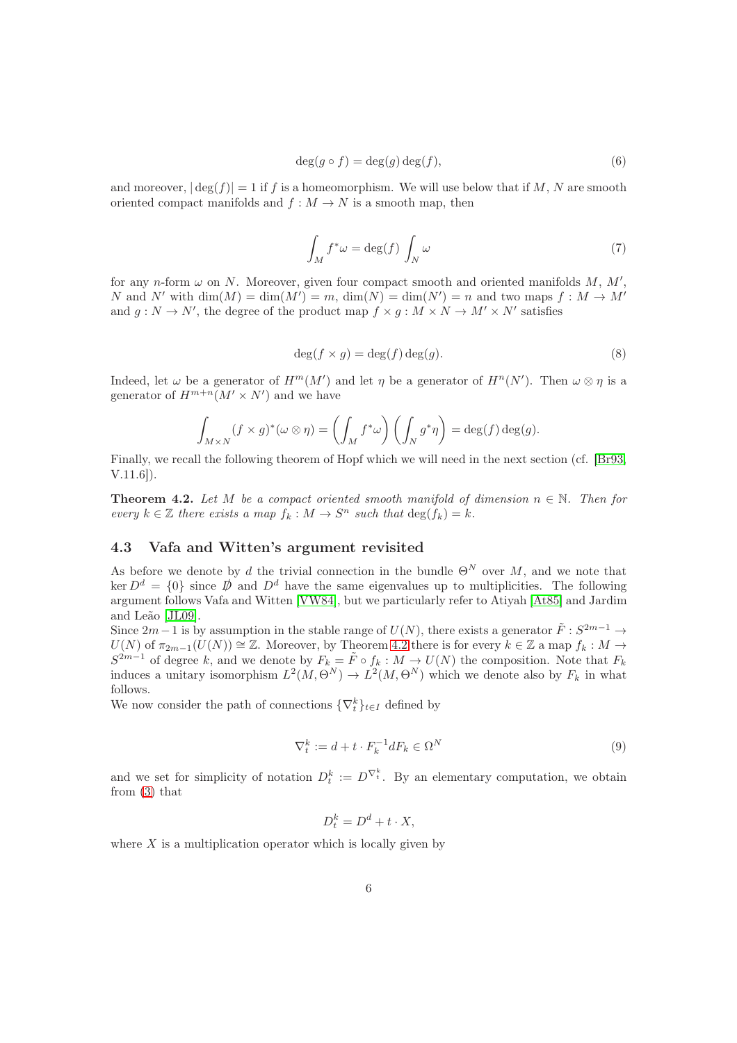$$\deg(g \circ f) = \deg(g)\deg(f), \tag{6}$$

and moreover, $|\deg(f)| = 1$ if $f$ is a homeomorphism. We will use below that if $M$, $N$ are smooth oriented compact manifolds and $f : M \to N$ is a smooth map, then

$$\int_M f^*\omega = \deg(f) \int_N \omega \tag{7}$$

for any $n$-form $\omega$ on $N$. Moreover, given four compact smooth and oriented manifolds $M$, $M'$, $N$ and $N'$ with $\dim(M) = \dim(M') = m$, $\dim(N) = \dim(N') = n$ and two maps $f : M \to M'$ and $g : N \to N'$, the degree of the product map $f \times g : M \times N \to M' \times N'$ satisfies

$$\deg(f \times g) = \deg(f)\deg(g). \tag{8}$$

Indeed, let $\omega$ be a generator of $H^m(M')$ and let $\eta$ be a generator of $H^n(N')$. Then $\omega \otimes \eta$ is a generator of $H^{m+n}(M' \times N')$ and we have

$$\int_{M \times N} (f \times g)^*(\omega \otimes \eta) = \left(\int_M f^*\omega\right)\left(\int_N g^*\eta\right) = \deg(f)\deg(g).$$

Finally, we recall the following theorem of Hopf which we will need in the next section (cf. [Br93, V.11.6]).

**Theorem 4.2.** *Let $M$ be a compact oriented smooth manifold of dimension $n \in \mathbb{N}$. Then for every $k \in \mathbb{Z}$ there exists a map $f_k : M \to S^n$ such that $\deg(f_k) = k$.*

## 4.3 Vafa and Witten's argument revisited

As before we denote by $d$ the trivial connection in the bundle $\Theta^N$ over $M$, and we note that $\ker D^d = \{0\}$ since $\not{D}$ and $D^d$ have the same eigenvalues up to multiplicities. The following argument follows Vafa and Witten [VW84], but we particularly refer to Atiyah [At85] and Jardim and Leão [JL09].

Since $2m-1$ is by assumption in the stable range of $U(N)$, there exists a generator $\tilde{F} : S^{2m-1} \to U(N)$ of $\pi_{2m-1}(U(N)) \cong \mathbb{Z}$. Moreover, by Theorem 4.2 there is for every $k \in \mathbb{Z}$ a map $f_k : M \to S^{2m-1}$ of degree $k$, and we denote by $F_k = \tilde{F} \circ f_k : M \to U(N)$ the composition. Note that $F_k$ induces a unitary isomorphism $L^2(M, \Theta^N) \to L^2(M, \Theta^N)$ which we denote also by $F_k$ in what follows.

We now consider the path of connections $\{\nabla_t^k\}_{t \in I}$ defined by

$$\nabla_t^k := d + t \cdot F_k^{-1} dF_k \in \Omega^N \tag{9}$$

and we set for simplicity of notation $D_t^k := D^{\nabla_t^k}$. By an elementary computation, we obtain from (3) that

$$D_t^k = D^d + t \cdot X,$$

where $X$ is a multiplication operator which is locally given by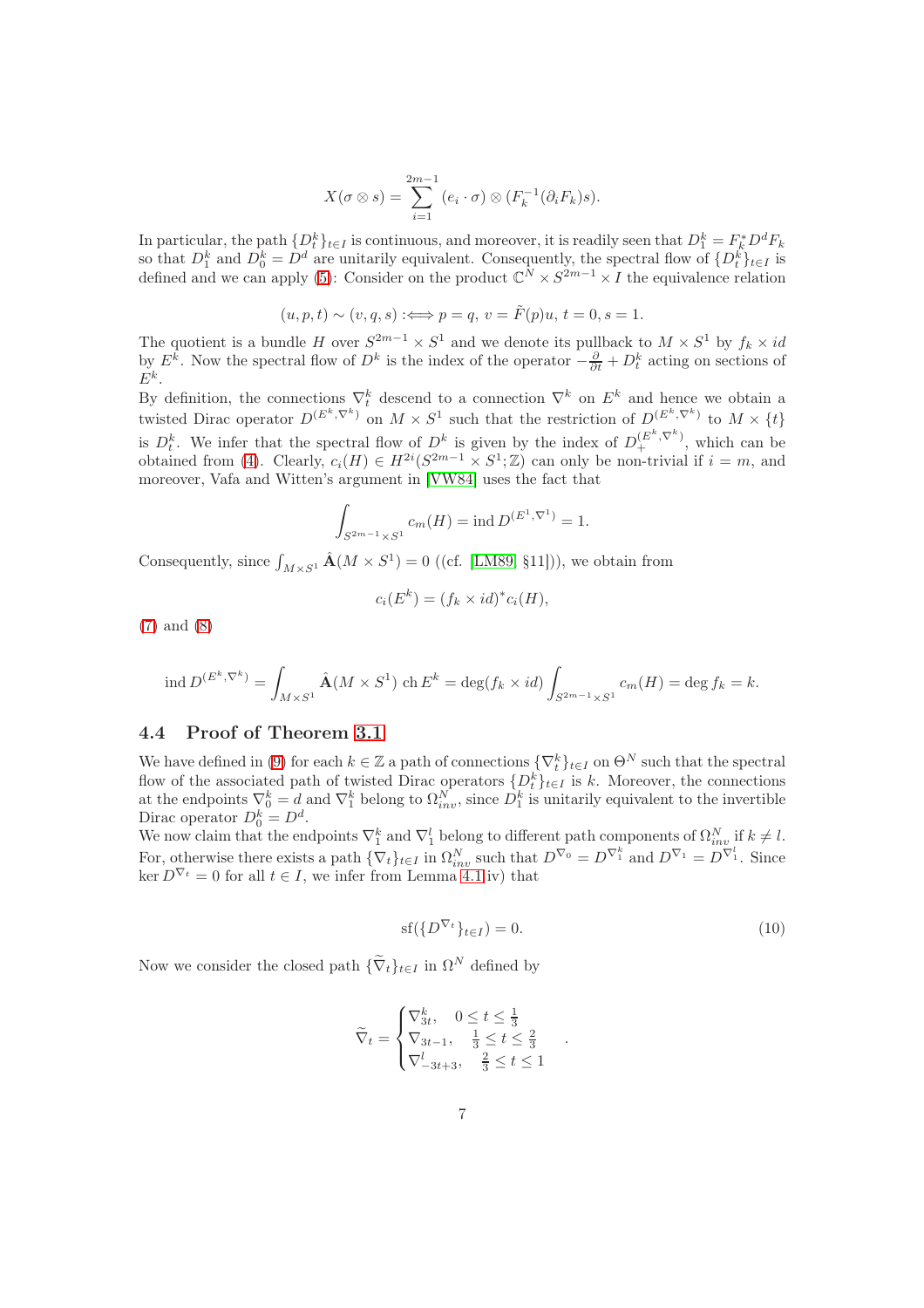$$X(\sigma \otimes s) = \sum_{i=1}^{2m-1} (e_i \cdot \sigma) \otimes (F_k^{-1}(\partial_i F_k) s).$$

In particular, the path $\{D_t^k\}_{t \in I}$ is continuous, and moreover, it is readily seen that $D_1^k = F_k^* D^d F_k$ so that $D_1^k$ and $D_0^k = D^d$ are unitarily equivalent. Consequently, the spectral flow of $\{D_t^k\}_{t \in I}$ is defined and we can apply (5): Consider on the product $\mathbb{C}^N \times S^{2m-1} \times I$ the equivalence relation

$$(u, p, t) \sim (v, q, s) :\Longleftrightarrow p = q,\ v = \tilde{F}(p)u,\ t = 0, s = 1.$$

The quotient is a bundle $H$ over $S^{2m-1} \times S^1$ and we denote its pullback to $M \times S^1$ by $f_k \times id$ by $E^k$. Now the spectral flow of $D^k$ is the index of the operator $-\frac{\partial}{\partial t} + D_t^k$ acting on sections of $E^k$.

By definition, the connections $\nabla_t^k$ descend to a connection $\nabla^k$ on $E^k$ and hence we obtain a twisted Dirac operator $D^{(E^k, \nabla^k)}$ on $M \times S^1$ such that the restriction of $D^{(E^k, \nabla^k)}$ to $M \times \{t\}$ is $D_t^k$. We infer that the spectral flow of $D^k$ is given by the index of $D_+^{(E^k, \nabla^k)}$, which can be obtained from (4). Clearly, $c_i(H) \in H^{2i}(S^{2m-1} \times S^1; \mathbb{Z})$ can only be non-trivial if $i = m$, and moreover, Vafa and Witten's argument in [VW84] uses the fact that

$$\int_{S^{2m-1} \times S^1} c_m(H) = \operatorname{ind} D^{(E^1, \nabla^1)} = 1.$$

Consequently, since $\int_{M \times S^1} \hat{\mathbf{A}}(M \times S^1) = 0$ ((cf. [LM89, §11])), we obtain from

$$c_i(E^k) = (f_k \times id)^* c_i(H),$$

(7) and (8)

$$\operatorname{ind} D^{(E^k, \nabla^k)} = \int_{M \times S^1} \hat{\mathbf{A}}(M \times S^1) \operatorname{ch} E^k = \deg(f_k \times id) \int_{S^{2m-1} \times S^1} c_m(H) = \deg f_k = k.$$

### 4.4 Proof of Theorem 3.1

We have defined in (9) for each $k \in \mathbb{Z}$ a path of connections $\{\nabla_t^k\}_{t \in I}$ on $\Theta^N$ such that the spectral flow of the associated path of twisted Dirac operators $\{D_t^k\}_{t \in I}$ is $k$. Moreover, the connections at the endpoints $\nabla_0^k = d$ and $\nabla_1^k$ belong to $\Omega_{inv}^N$, since $D_1^k$ is unitarily equivalent to the invertible Dirac operator $D_0^k = D^d$.

We now claim that the endpoints $\nabla_1^k$ and $\nabla_1^l$ belong to different path components of $\Omega_{inv}^N$ if $k \neq l$. For, otherwise there exists a path $\{\nabla_t\}_{t \in I}$ in $\Omega_{inv}^N$ such that $D^{\nabla_0} = D^{\nabla_1^k}$ and $D^{\nabla_1} = D^{\nabla_1^l}$. Since $\ker D^{\nabla_t} = 0$ for all $t \in I$, we infer from Lemma 4.1 iv) that

$$\operatorname{sf}(\{D^{\nabla_t}\}_{t \in I}) = 0. \tag{10}$$

Now we consider the closed path $\{\widetilde{\nabla}_t\}_{t \in I}$ in $\Omega^N$ defined by

$$\widetilde{\nabla}_t = \begin{cases} \nabla_{3t}^k, & 0 \leq t \leq \frac{1}{3} \\ \nabla_{3t-1}, & \frac{1}{3} \leq t \leq \frac{2}{3} \\ \nabla_{-3t+3}^l, & \frac{2}{3} \leq t \leq 1 \end{cases}.$$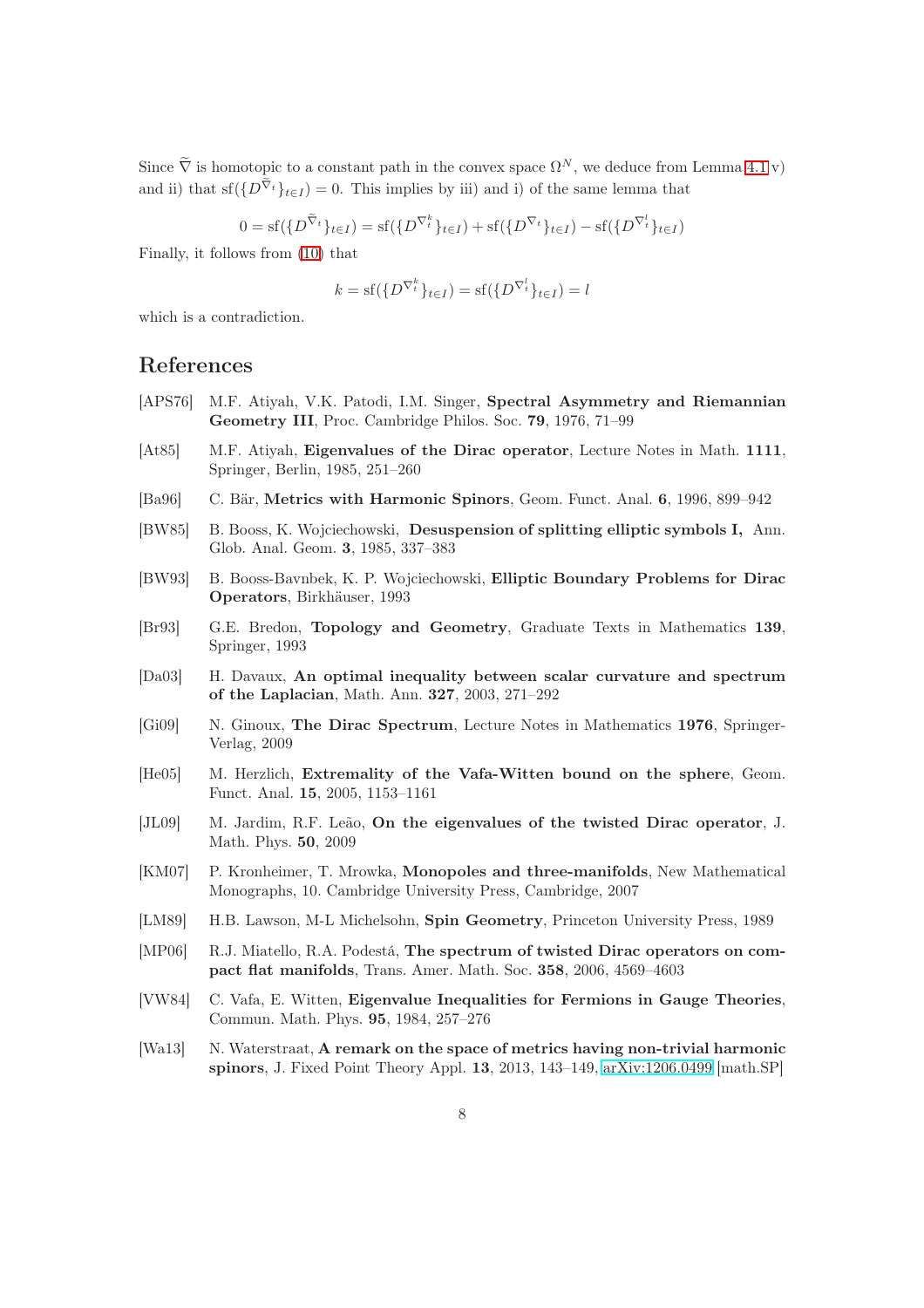Since $\widetilde{\nabla}$ is homotopic to a constant path in the convex space $\Omega^N$, we deduce from Lemma 4.1 v) and ii) that $\mathrm{sf}(\{D^{\widetilde{\nabla}_t}\}_{t\in I}) = 0$. This implies by iii) and i) of the same lemma that

$$0 = \mathrm{sf}(\{D^{\widetilde{\nabla}_t}\}_{t\in I}) = \mathrm{sf}(\{D^{\nabla^k_t}\}_{t\in I}) + \mathrm{sf}(\{D^{\nabla_t}\}_{t\in I}) - \mathrm{sf}(\{D^{\nabla^l_t}\}_{t\in I})$$

Finally, it follows from (10) that

$$k = \mathrm{sf}(\{D^{\nabla^k_t}\}_{t\in I}) = \mathrm{sf}(\{D^{\nabla^l_t}\}_{t\in I}) = l$$

which is a contradiction.

## References

- [APS76] M.F. Atiyah, V.K. Patodi, I.M. Singer, **Spectral Asymmetry and Riemannian Geometry III**, Proc. Cambridge Philos. Soc. **79**, 1976, 71–99
- [At85] M.F. Atiyah, **Eigenvalues of the Dirac operator**, Lecture Notes in Math. **1111**, Springer, Berlin, 1985, 251–260
- [Ba96] C. Bär, **Metrics with Harmonic Spinors**, Geom. Funct. Anal. **6**, 1996, 899–942
- [BW85] B. Booss, K. Wojciechowski, **Desuspension of splitting elliptic symbols I,** Ann. Glob. Anal. Geom. **3**, 1985, 337–383
- [BW93] B. Booss-Bavnbek, K. P. Wojciechowski, **Elliptic Boundary Problems for Dirac Operators**, Birkhäuser, 1993
- [Br93] G.E. Bredon, **Topology and Geometry**, Graduate Texts in Mathematics **139**, Springer, 1993
- [Da03] H. Davaux, **An optimal inequality between scalar curvature and spectrum of the Laplacian**, Math. Ann. **327**, 2003, 271–292
- [Gi09] N. Ginoux, **The Dirac Spectrum**, Lecture Notes in Mathematics **1976**, Springer-Verlag, 2009
- [He05] M. Herzlich, **Extremality of the Vafa-Witten bound on the sphere**, Geom. Funct. Anal. **15**, 2005, 1153–1161
- [JL09] M. Jardim, R.F. Leão, **On the eigenvalues of the twisted Dirac operator**, J. Math. Phys. **50**, 2009
- [KM07] P. Kronheimer, T. Mrowka, **Monopoles and three-manifolds**, New Mathematical Monographs, 10. Cambridge University Press, Cambridge, 2007
- [LM89] H.B. Lawson, M-L Michelsohn, **Spin Geometry**, Princeton University Press, 1989
- [MP06] R.J. Miatello, R.A. Podestá, **The spectrum of twisted Dirac operators on compact flat manifolds**, Trans. Amer. Math. Soc. **358**, 2006, 4569–4603
- [VW84] C. Vafa, E. Witten, **Eigenvalue Inequalities for Fermions in Gauge Theories**, Commun. Math. Phys. **95**, 1984, 257–276
- [Wa13] N. Waterstraat, **A remark on the space of metrics having non-trivial harmonic spinors**, J. Fixed Point Theory Appl. **13**, 2013, 143–149, arXiv:1206.0499 [math.SP]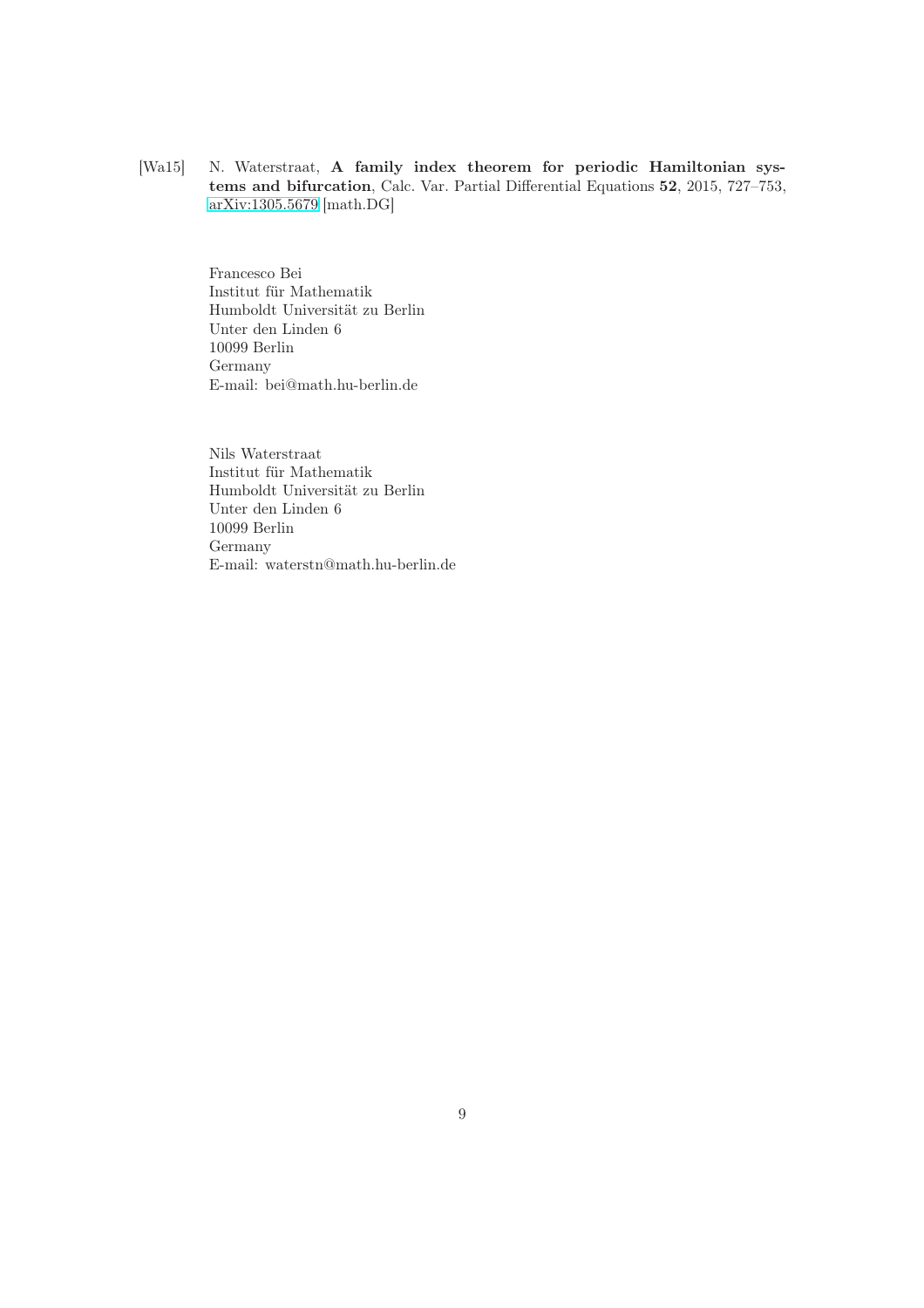[Wa15] N. Waterstraat, **A family index theorem for periodic Hamiltonian systems and bifurcation**, Calc. Var. Partial Differential Equations **52**, 2015, 727–753, arXiv:1305.5679 [math.DG]

Francesco Bei
Institut für Mathematik
Humboldt Universität zu Berlin
Unter den Linden 6
10099 Berlin
Germany
E-mail: bei@math.hu-berlin.de

Nils Waterstraat
Institut für Mathematik
Humboldt Universität zu Berlin
Unter den Linden 6
10099 Berlin
Germany
E-mail: waterstn@math.hu-berlin.de